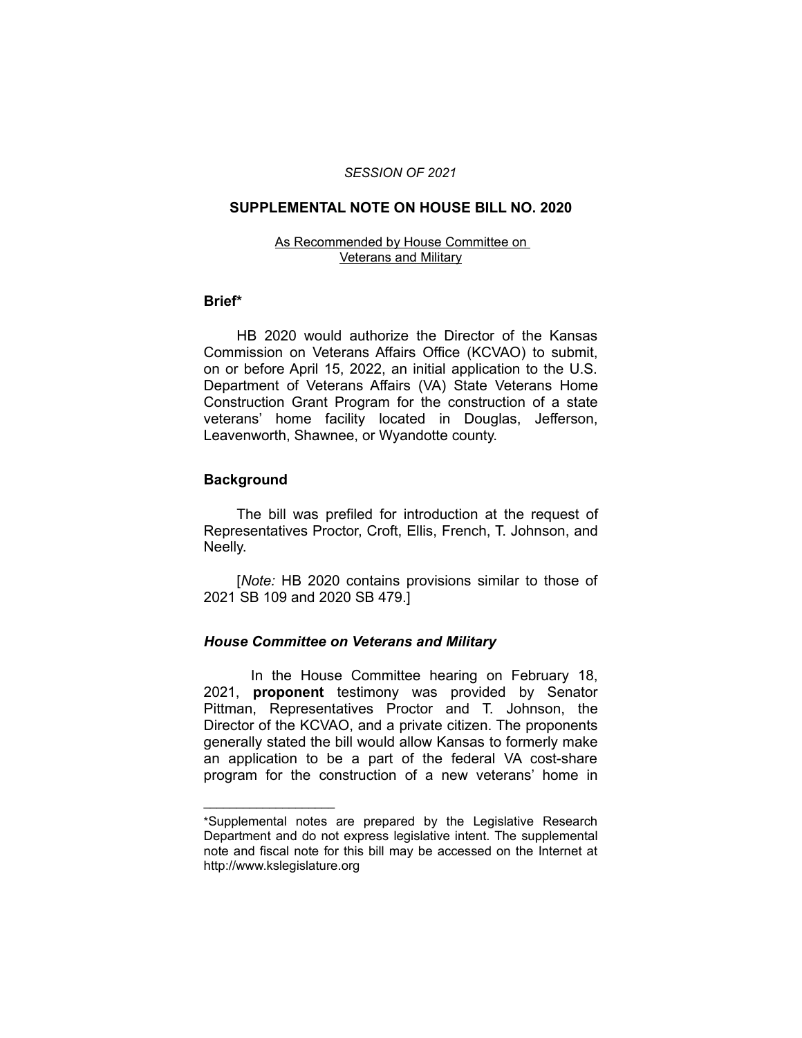*SESSION OF 2021*

## SUPPLEMENTAL NOTE ON HOUSE BILL NO. 2020

As Recommended by House Committee on Veterans and Military

### Brief*

HB 2020 would authorize the Director of the Kansas Commission on Veterans Affairs Office (KCVAO) to submit, on or before April 15, 2022, an initial application to the U.S. Department of Veterans Affairs (VA) State Veterans Home Construction Grant Program for the construction of a state veterans' home facility located in Douglas, Jefferson, Leavenworth, Shawnee, or Wyandotte county.

### Background

The bill was prefiled for introduction at the request of Representatives Proctor, Croft, Ellis, French, T. Johnson, and Neelly.

[*Note:* HB 2020 contains provisions similar to those of 2021 SB 109 and 2020 SB 479.]

### *House Committee on Veterans and Military*

In the House Committee hearing on February 18, 2021, **proponent** testimony was provided by Senator Pittman, Representatives Proctor and T. Johnson, the Director of the KCVAO, and a private citizen. The proponents generally stated the bill would allow Kansas to formerly make an application to be a part of the federal VA cost-share program for the construction of a new veterans' home in

---

*Supplemental notes are prepared by the Legislative Research Department and do not express legislative intent. The supplemental note and fiscal note for this bill may be accessed on the Internet at http://www.kslegislature.org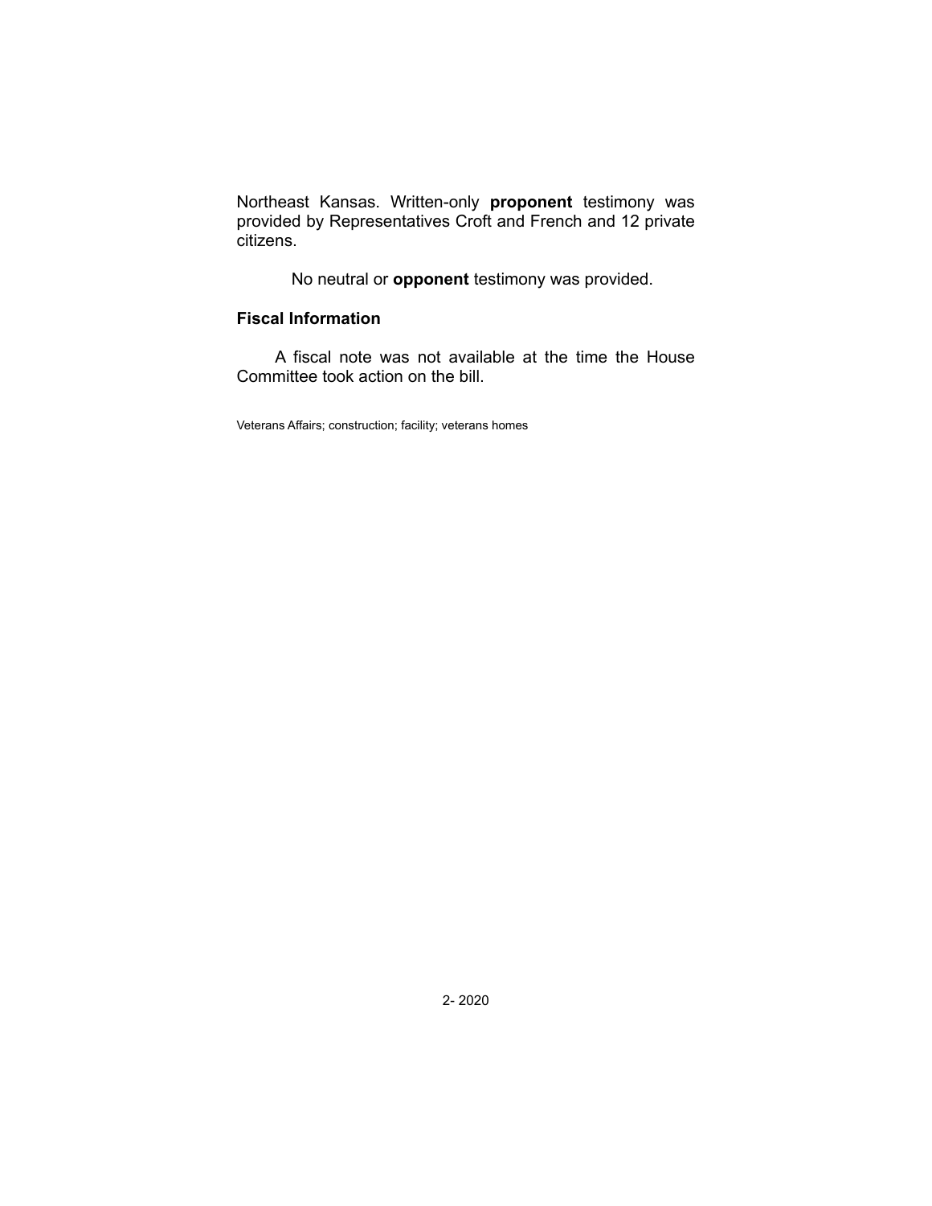Northeast Kansas. Written-only **proponent** testimony was provided by Representatives Croft and French and 12 private citizens.

No neutral or **opponent** testimony was provided.

### Fiscal Information

A fiscal note was not available at the time the House Committee took action on the bill.

Veterans Affairs; construction; facility; veterans homes